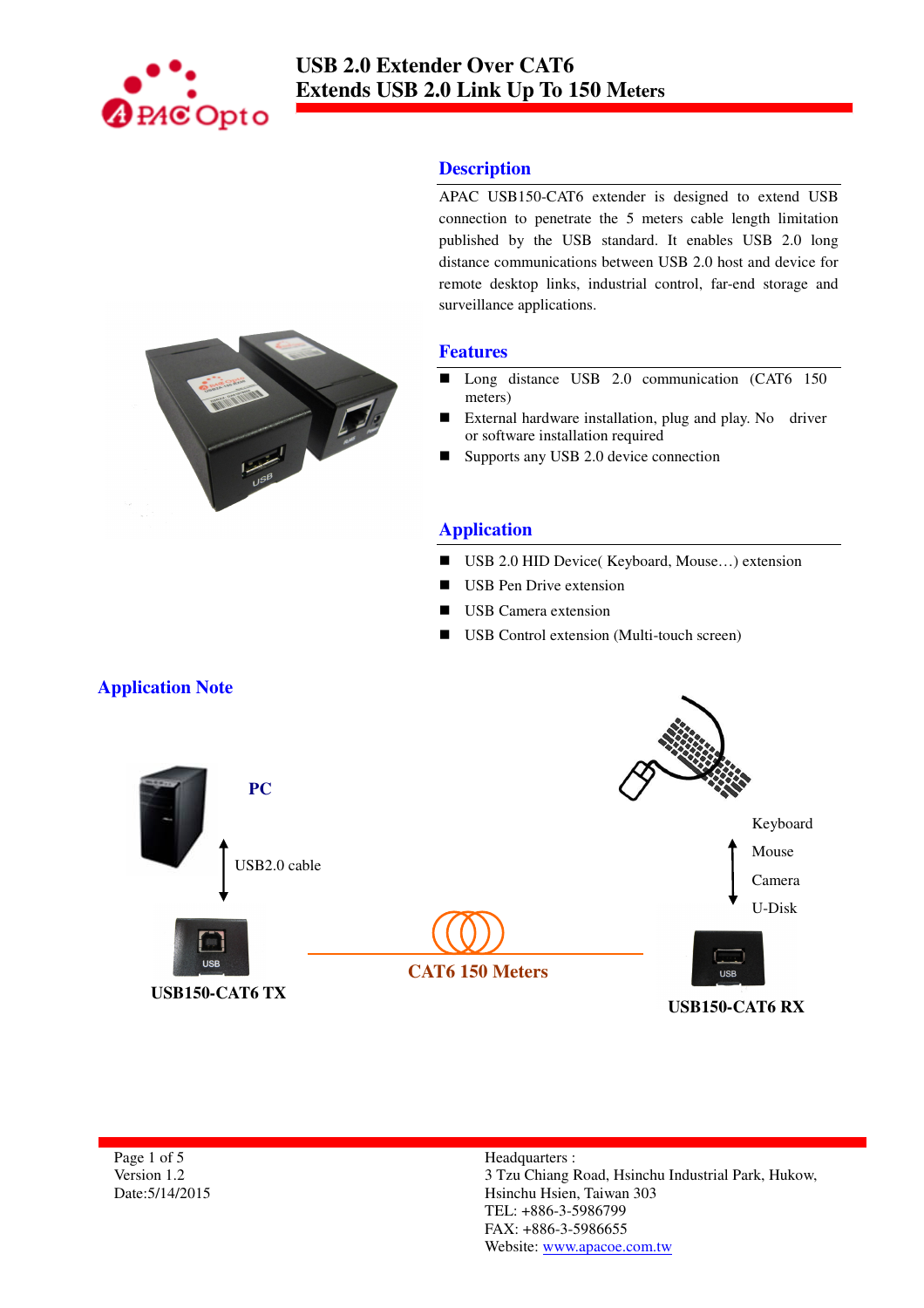# USB 2.0 Extender Over CAT6
# Extends USB 2.0 Link Up To 150 Meters

## Description

APAC USB150-CAT6 extender is designed to extend USB connection to penetrate the 5 meters cable length limitation published by the USB standard. It enables USB 2.0 long distance communications between USB 2.0 host and device for remote desktop links, industrial control, far-end storage and surveillance applications.

## Features

- Long distance USB 2.0 communication (CAT6 150 meters)
- External hardware installation, plug and play. No driver or software installation required
- Supports any USB 2.0 device connection

## Application

- USB 2.0 HID Device( Keyboard, Mouse…) extension
- USB Pen Drive extension
- USB Camera extension
- USB Control extension (Multi-touch screen)

## Application Note

PC

USB2.0 cable

USB150-CAT6 TX

CAT6 150 Meters

Keyboard
Mouse
Camera
U-Disk

USB150-CAT6 RX

Version 1.2
Date:5/14/2015

Headquarters :
3 Tzu Chiang Road, Hsinchu Industrial Park, Hukow, Hsinchu Hsien, Taiwan 303
TEL: +886-3-5986799
FAX: +886-3-5986655
Website: www.apacoe.com.tw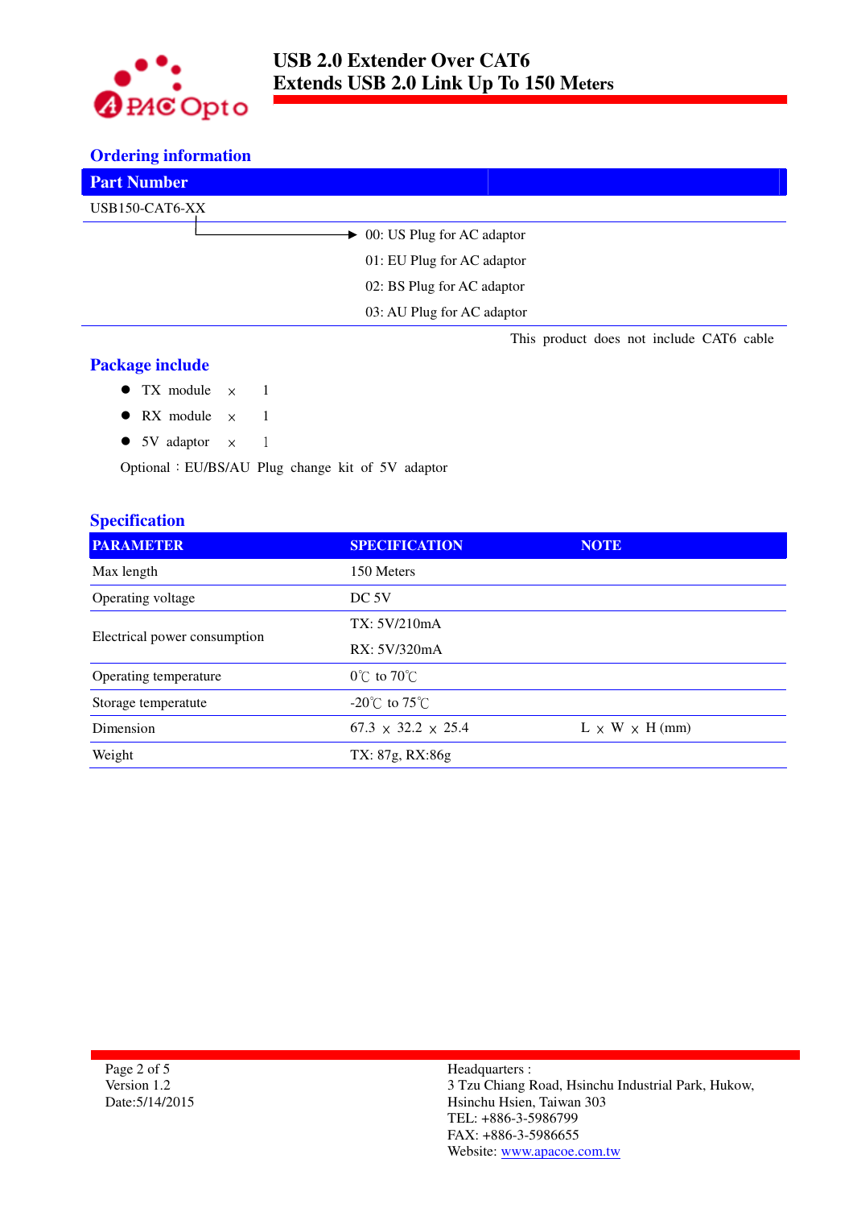## Ordering information

| Part Number | |
|---|---|
| USB150-CAT6-XX | |
| | 00: US Plug for AC adaptor |
| | 01: EU Plug for AC adaptor |
| | 02: BS Plug for AC adaptor |
| | 03: AU Plug for AC adaptor |

This product does not include CAT6 cable

## Package include

- TX module × 1
- RX module × 1
- 5V adaptor × 1

Optional：EU/BS/AU Plug change kit of 5V adaptor

## Specification

| PARAMETER | SPECIFICATION | NOTE |
|---|---|---|
| Max length | 150 Meters | |
| Operating voltage | DC 5V | |
| Electrical power consumption | TX: 5V/210mA<br>RX: 5V/320mA | |
| Operating temperature | 0℃ to 70℃ | |
| Storage temperatute | -20℃ to 75℃ | |
| Dimension | 67.3 × 32.2 × 25.4 | L × W × H (mm) |
| Weight | TX: 87g, RX:86g | |

Version 1.2
Date:5/14/2015

Headquarters :
3 Tzu Chiang Road, Hsinchu Industrial Park, Hukow,
Hsinchu Hsien, Taiwan 303
TEL: +886-3-5986799
FAX: +886-3-5986655
Website: www.apacoe.com.tw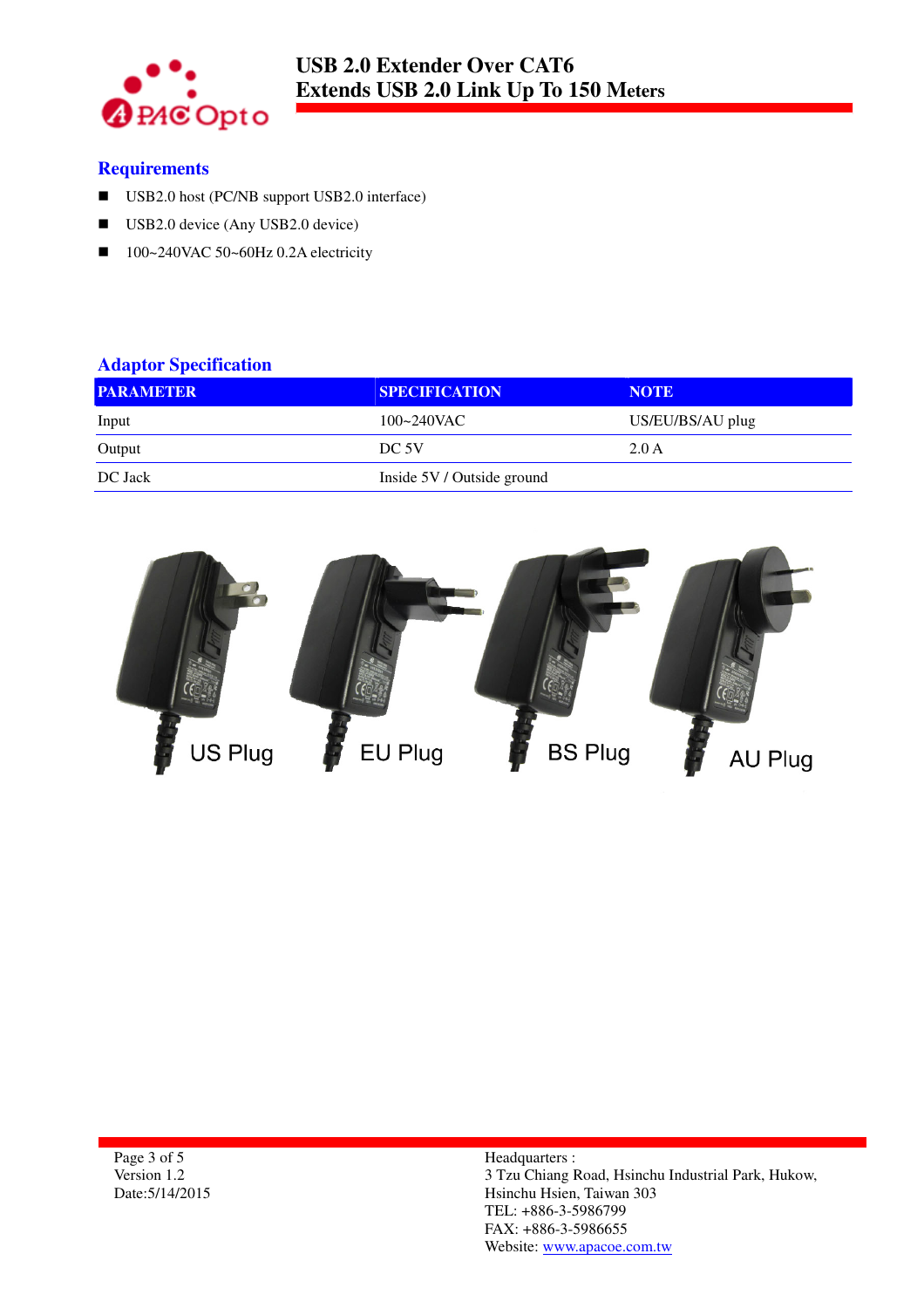## Requirements

- USB2.0 host (PC/NB support USB2.0 interface)
- USB2.0 device (Any USB2.0 device)
- 100~240VAC 50~60Hz 0.2A electricity

## Adaptor Specification

| PARAMETER | SPECIFICATION | NOTE |
|---|---|---|
| Input | 100~240VAC | US/EU/BS/AU plug |
| Output | DC 5V | 2.0 A |
| DC Jack | Inside 5V / Outside ground | |

US Plug EU Plug BS Plug AU Plug

Headquarters :
3 Tzu Chiang Road, Hsinchu Industrial Park, Hukow, Hsinchu Hsien, Taiwan 303
TEL: +886-3-5986799
FAX: +886-3-5986655
Website: www.apacoe.com.tw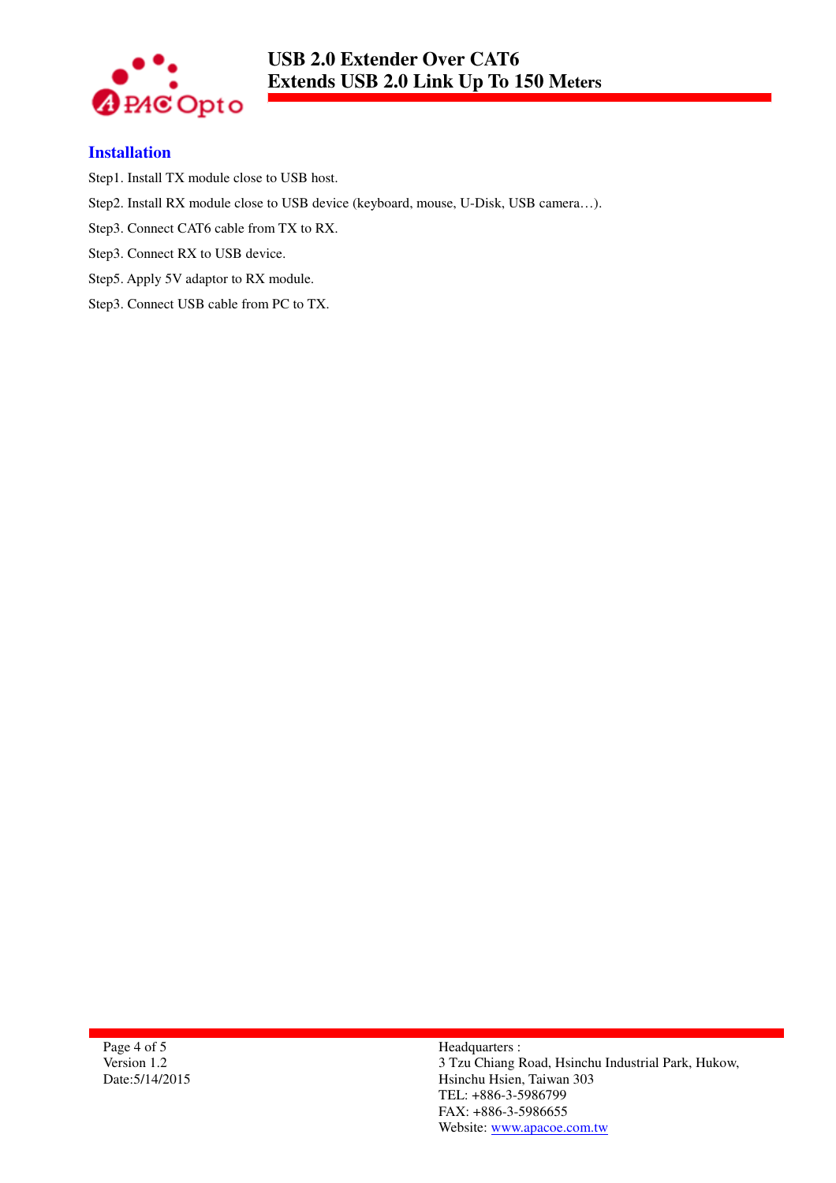## Installation

Step1. Install TX module close to USB host.

Step2. Install RX module close to USB device (keyboard, mouse, U-Disk, USB camera…).

Step3. Connect CAT6 cable from TX to RX.

Step3. Connect RX to USB device.

Step5. Apply 5V adaptor to RX module.

Step3. Connect USB cable from PC to TX.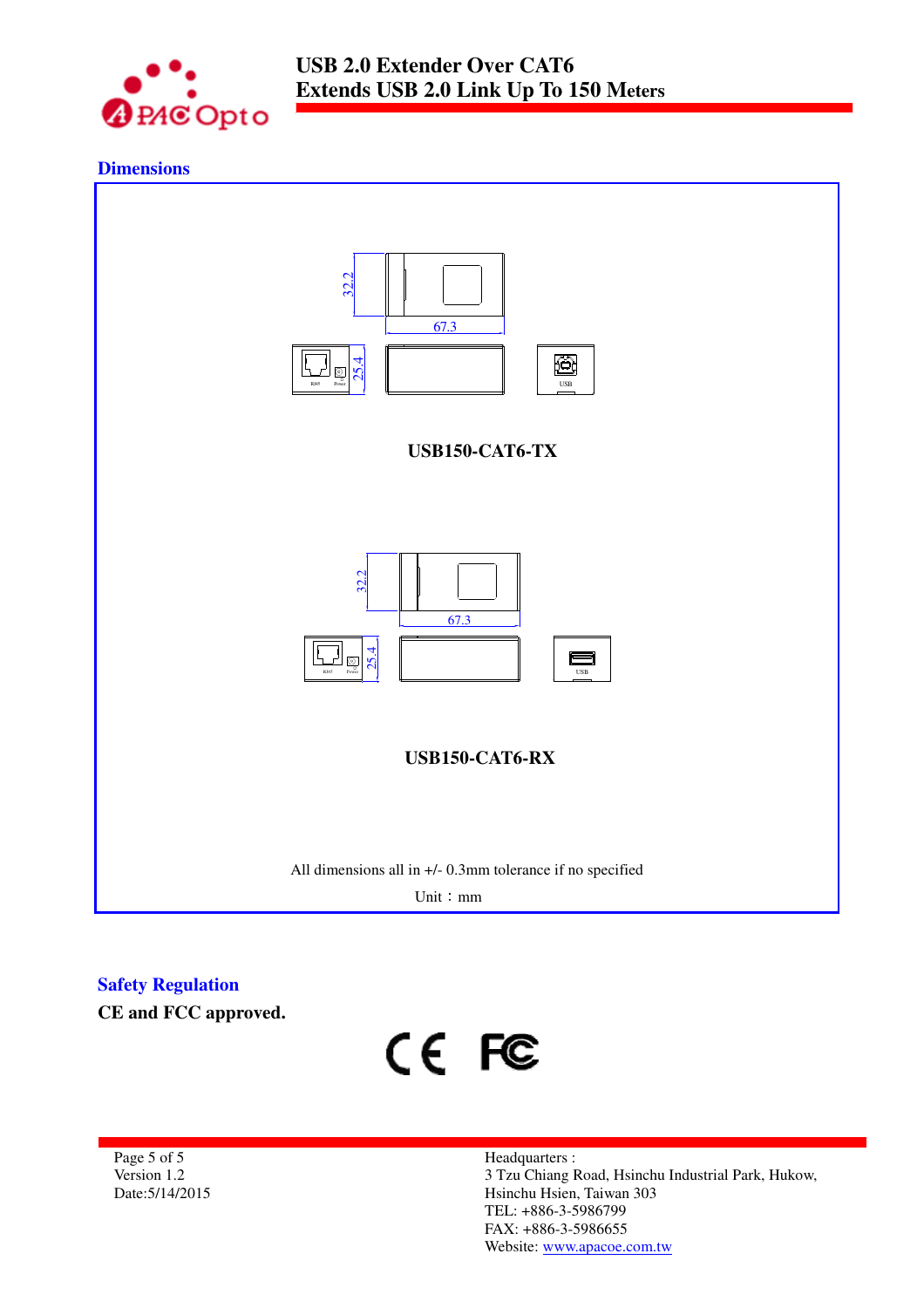## Dimensions

32.2

67.3

25.4

RJ45 Power

USB

**USB150-CAT6-TX**

32.2

67.3

25.4

RJ45 Power

USB

**USB150-CAT6-RX**

All dimensions all in +/- 0.3mm tolerance if no specified

Unit：mm

## Safety Regulation

**CE and FCC approved.**

CE FC

Headquarters :
3 Tzu Chiang Road, Hsinchu Industrial Park, Hukow, Hsinchu Hsien, Taiwan 303
TEL: +886-3-5986799
FAX: +886-3-5986655
Website: www.apacoe.com.tw

Version 1.2
Date:5/14/2015